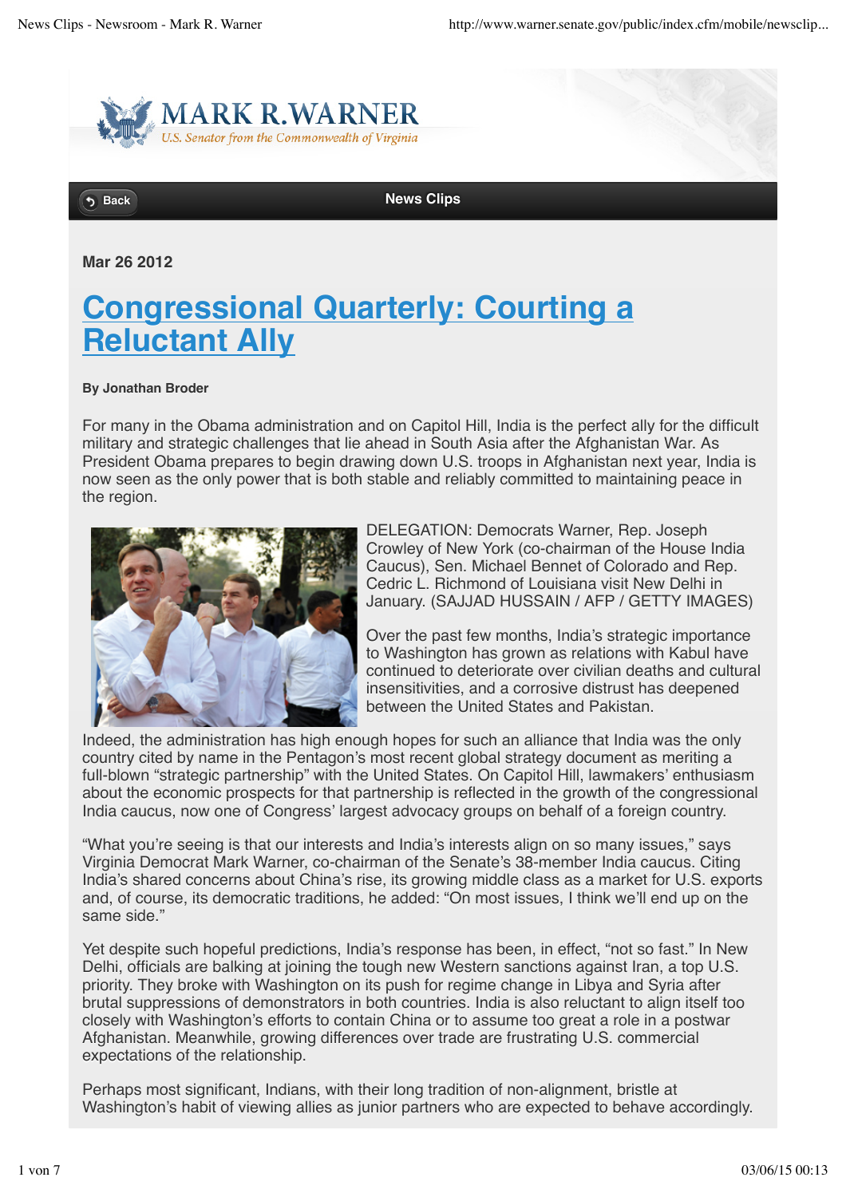# MARK R. WARNER

*U.S. Senator from the Commonwealth of Virginia*

Back | **News Clips**

**Mar 26 2012**

# Congressional Quarterly: Courting a Reluctant Ally

**By Jonathan Broder**

For many in the Obama administration and on Capitol Hill, India is the perfect ally for the difficult military and strategic challenges that lie ahead in South Asia after the Afghanistan War. As President Obama prepares to begin drawing down U.S. troops in Afghanistan next year, India is now seen as the only power that is both stable and reliably committed to maintaining peace in the region.

DELEGATION: Democrats Warner, Rep. Joseph Crowley of New York (co-chairman of the House India Caucus), Sen. Michael Bennet of Colorado and Rep. Cedric L. Richmond of Louisiana visit New Delhi in January. (SAJJAD HUSSAIN / AFP / GETTY IMAGES)

Over the past few months, India's strategic importance to Washington has grown as relations with Kabul have continued to deteriorate over civilian deaths and cultural insensitivities, and a corrosive distrust has deepened between the United States and Pakistan.

Indeed, the administration has high enough hopes for such an alliance that India was the only country cited by name in the Pentagon's most recent global strategy document as meriting a full-blown "strategic partnership" with the United States. On Capitol Hill, lawmakers' enthusiasm about the economic prospects for that partnership is reflected in the growth of the congressional India caucus, now one of Congress' largest advocacy groups on behalf of a foreign country.

"What you're seeing is that our interests and India's interests align on so many issues," says Virginia Democrat Mark Warner, co-chairman of the Senate's 38-member India caucus. Citing India's shared concerns about China's rise, its growing middle class as a market for U.S. exports and, of course, its democratic traditions, he added: "On most issues, I think we'll end up on the same side."

Yet despite such hopeful predictions, India's response has been, in effect, "not so fast." In New Delhi, officials are balking at joining the tough new Western sanctions against Iran, a top U.S. priority. They broke with Washington on its push for regime change in Libya and Syria after brutal suppressions of demonstrators in both countries. India is also reluctant to align itself too closely with Washington's efforts to contain China or to assume too great a role in a postwar Afghanistan. Meanwhile, growing differences over trade are frustrating U.S. commercial expectations of the relationship.

Perhaps most significant, Indians, with their long tradition of non-alignment, bristle at Washington's habit of viewing allies as junior partners who are expected to behave accordingly.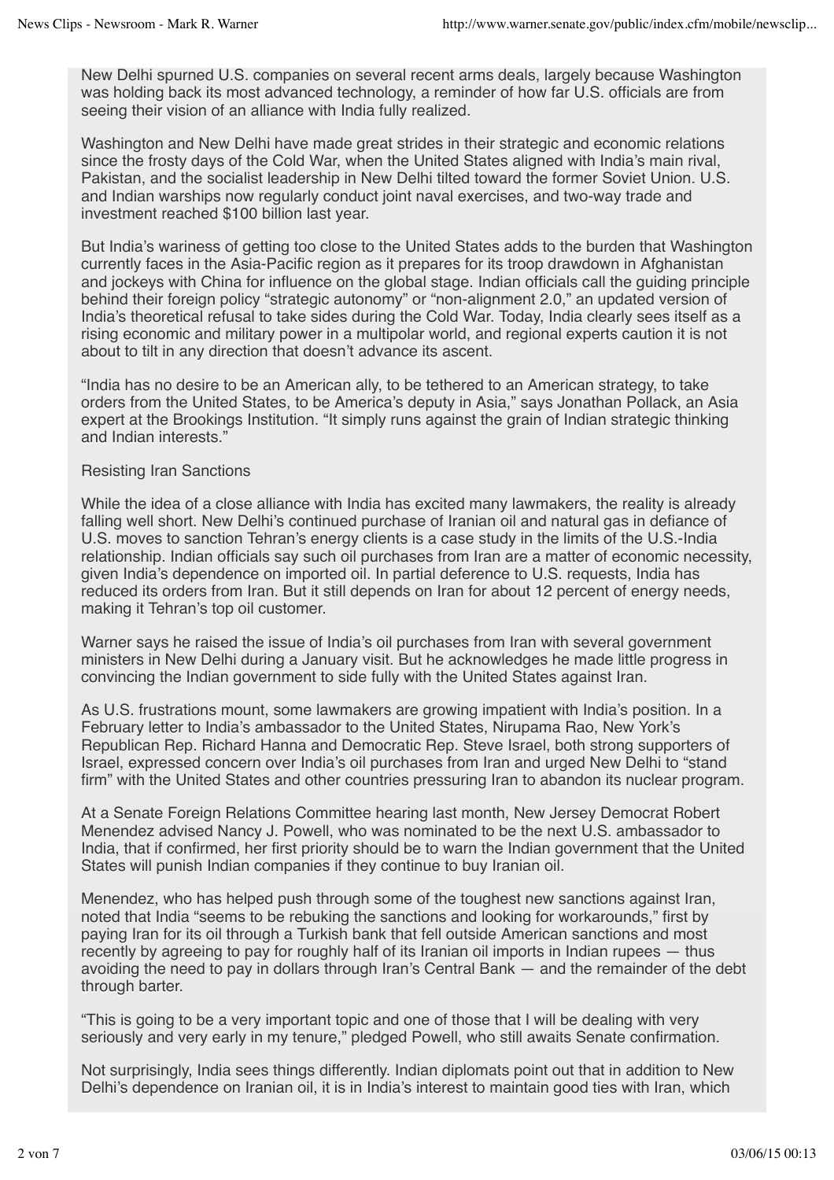New Delhi spurned U.S. companies on several recent arms deals, largely because Washington was holding back its most advanced technology, a reminder of how far U.S. officials are from seeing their vision of an alliance with India fully realized.

Washington and New Delhi have made great strides in their strategic and economic relations since the frosty days of the Cold War, when the United States aligned with India's main rival, Pakistan, and the socialist leadership in New Delhi tilted toward the former Soviet Union. U.S. and Indian warships now regularly conduct joint naval exercises, and two-way trade and investment reached $100 billion last year.

But India's wariness of getting too close to the United States adds to the burden that Washington currently faces in the Asia-Pacific region as it prepares for its troop drawdown in Afghanistan and jockeys with China for influence on the global stage. Indian officials call the guiding principle behind their foreign policy "strategic autonomy" or "non-alignment 2.0," an updated version of India's theoretical refusal to take sides during the Cold War. Today, India clearly sees itself as a rising economic and military power in a multipolar world, and regional experts caution it is not about to tilt in any direction that doesn't advance its ascent.

"India has no desire to be an American ally, to be tethered to an American strategy, to take orders from the United States, to be America's deputy in Asia," says Jonathan Pollack, an Asia expert at the Brookings Institution. "It simply runs against the grain of Indian strategic thinking and Indian interests."

Resisting Iran Sanctions

While the idea of a close alliance with India has excited many lawmakers, the reality is already falling well short. New Delhi's continued purchase of Iranian oil and natural gas in defiance of U.S. moves to sanction Tehran's energy clients is a case study in the limits of the U.S.-India relationship. Indian officials say such oil purchases from Iran are a matter of economic necessity, given India's dependence on imported oil. In partial deference to U.S. requests, India has reduced its orders from Iran. But it still depends on Iran for about 12 percent of energy needs, making it Tehran's top oil customer.

Warner says he raised the issue of India's oil purchases from Iran with several government ministers in New Delhi during a January visit. But he acknowledges he made little progress in convincing the Indian government to side fully with the United States against Iran.

As U.S. frustrations mount, some lawmakers are growing impatient with India's position. In a February letter to India's ambassador to the United States, Nirupama Rao, New York's Republican Rep. Richard Hanna and Democratic Rep. Steve Israel, both strong supporters of Israel, expressed concern over India's oil purchases from Iran and urged New Delhi to "stand firm" with the United States and other countries pressuring Iran to abandon its nuclear program.

At a Senate Foreign Relations Committee hearing last month, New Jersey Democrat Robert Menendez advised Nancy J. Powell, who was nominated to be the next U.S. ambassador to India, that if confirmed, her first priority should be to warn the Indian government that the United States will punish Indian companies if they continue to buy Iranian oil.

Menendez, who has helped push through some of the toughest new sanctions against Iran, noted that India "seems to be rebuking the sanctions and looking for workarounds," first by paying Iran for its oil through a Turkish bank that fell outside American sanctions and most recently by agreeing to pay for roughly half of its Iranian oil imports in Indian rupees — thus avoiding the need to pay in dollars through Iran's Central Bank — and the remainder of the debt through barter.

"This is going to be a very important topic and one of those that I will be dealing with very seriously and very early in my tenure," pledged Powell, who still awaits Senate confirmation.

Not surprisingly, India sees things differently. Indian diplomats point out that in addition to New Delhi's dependence on Iranian oil, it is in India's interest to maintain good ties with Iran, which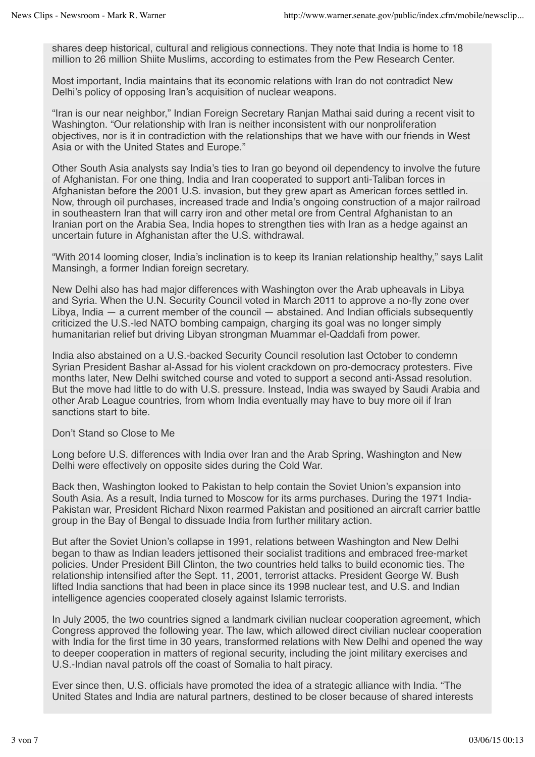shares deep historical, cultural and religious connections. They note that India is home to 18 million to 26 million Shiite Muslims, according to estimates from the Pew Research Center.

Most important, India maintains that its economic relations with Iran do not contradict New Delhi's policy of opposing Iran's acquisition of nuclear weapons.

"Iran is our near neighbor," Indian Foreign Secretary Ranjan Mathai said during a recent visit to Washington. "Our relationship with Iran is neither inconsistent with our nonproliferation objectives, nor is it in contradiction with the relationships that we have with our friends in West Asia or with the United States and Europe."

Other South Asia analysts say India's ties to Iran go beyond oil dependency to involve the future of Afghanistan. For one thing, India and Iran cooperated to support anti-Taliban forces in Afghanistan before the 2001 U.S. invasion, but they grew apart as American forces settled in. Now, through oil purchases, increased trade and India's ongoing construction of a major railroad in southeastern Iran that will carry iron and other metal ore from Central Afghanistan to an Iranian port on the Arabia Sea, India hopes to strengthen ties with Iran as a hedge against an uncertain future in Afghanistan after the U.S. withdrawal.

"With 2014 looming closer, India's inclination is to keep its Iranian relationship healthy," says Lalit Mansingh, a former Indian foreign secretary.

New Delhi also has had major differences with Washington over the Arab upheavals in Libya and Syria. When the U.N. Security Council voted in March 2011 to approve a no-fly zone over Libya, India — a current member of the council — abstained. And Indian officials subsequently criticized the U.S.-led NATO bombing campaign, charging its goal was no longer simply humanitarian relief but driving Libyan strongman Muammar el-Qaddafi from power.

India also abstained on a U.S.-backed Security Council resolution last October to condemn Syrian President Bashar al-Assad for his violent crackdown on pro-democracy protesters. Five months later, New Delhi switched course and voted to support a second anti-Assad resolution. But the move had little to do with U.S. pressure. Instead, India was swayed by Saudi Arabia and other Arab League countries, from whom India eventually may have to buy more oil if Iran sanctions start to bite.

Don't Stand so Close to Me

Long before U.S. differences with India over Iran and the Arab Spring, Washington and New Delhi were effectively on opposite sides during the Cold War.

Back then, Washington looked to Pakistan to help contain the Soviet Union's expansion into South Asia. As a result, India turned to Moscow for its arms purchases. During the 1971 India-Pakistan war, President Richard Nixon rearmed Pakistan and positioned an aircraft carrier battle group in the Bay of Bengal to dissuade India from further military action.

But after the Soviet Union's collapse in 1991, relations between Washington and New Delhi began to thaw as Indian leaders jettisoned their socialist traditions and embraced free-market policies. Under President Bill Clinton, the two countries held talks to build economic ties. The relationship intensified after the Sept. 11, 2001, terrorist attacks. President George W. Bush lifted India sanctions that had been in place since its 1998 nuclear test, and U.S. and Indian intelligence agencies cooperated closely against Islamic terrorists.

In July 2005, the two countries signed a landmark civilian nuclear cooperation agreement, which Congress approved the following year. The law, which allowed direct civilian nuclear cooperation with India for the first time in 30 years, transformed relations with New Delhi and opened the way to deeper cooperation in matters of regional security, including the joint military exercises and U.S.-Indian naval patrols off the coast of Somalia to halt piracy.

Ever since then, U.S. officials have promoted the idea of a strategic alliance with India. "The United States and India are natural partners, destined to be closer because of shared interests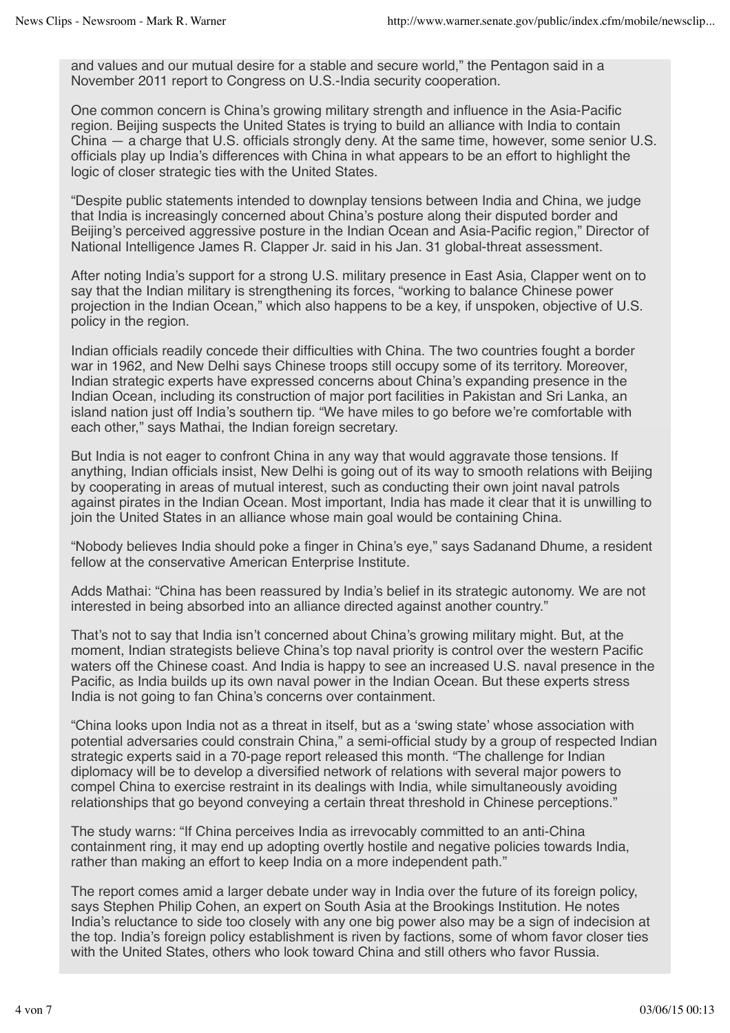and values and our mutual desire for a stable and secure world," the Pentagon said in a November 2011 report to Congress on U.S.-India security cooperation.

One common concern is China's growing military strength and influence in the Asia-Pacific region. Beijing suspects the United States is trying to build an alliance with India to contain China — a charge that U.S. officials strongly deny. At the same time, however, some senior U.S. officials play up India's differences with China in what appears to be an effort to highlight the logic of closer strategic ties with the United States.

"Despite public statements intended to downplay tensions between India and China, we judge that India is increasingly concerned about China's posture along their disputed border and Beijing's perceived aggressive posture in the Indian Ocean and Asia-Pacific region," Director of National Intelligence James R. Clapper Jr. said in his Jan. 31 global-threat assessment.

After noting India's support for a strong U.S. military presence in East Asia, Clapper went on to say that the Indian military is strengthening its forces, "working to balance Chinese power projection in the Indian Ocean," which also happens to be a key, if unspoken, objective of U.S. policy in the region.

Indian officials readily concede their difficulties with China. The two countries fought a border war in 1962, and New Delhi says Chinese troops still occupy some of its territory. Moreover, Indian strategic experts have expressed concerns about China's expanding presence in the Indian Ocean, including its construction of major port facilities in Pakistan and Sri Lanka, an island nation just off India's southern tip. "We have miles to go before we're comfortable with each other," says Mathai, the Indian foreign secretary.

But India is not eager to confront China in any way that would aggravate those tensions. If anything, Indian officials insist, New Delhi is going out of its way to smooth relations with Beijing by cooperating in areas of mutual interest, such as conducting their own joint naval patrols against pirates in the Indian Ocean. Most important, India has made it clear that it is unwilling to join the United States in an alliance whose main goal would be containing China.

"Nobody believes India should poke a finger in China's eye," says Sadanand Dhume, a resident fellow at the conservative American Enterprise Institute.

Adds Mathai: "China has been reassured by India's belief in its strategic autonomy. We are not interested in being absorbed into an alliance directed against another country."

That's not to say that India isn't concerned about China's growing military might. But, at the moment, Indian strategists believe China's top naval priority is control over the western Pacific waters off the Chinese coast. And India is happy to see an increased U.S. naval presence in the Pacific, as India builds up its own naval power in the Indian Ocean. But these experts stress India is not going to fan China's concerns over containment.

"China looks upon India not as a threat in itself, but as a 'swing state' whose association with potential adversaries could constrain China," a semi-official study by a group of respected Indian strategic experts said in a 70-page report released this month. "The challenge for Indian diplomacy will be to develop a diversified network of relations with several major powers to compel China to exercise restraint in its dealings with India, while simultaneously avoiding relationships that go beyond conveying a certain threat threshold in Chinese perceptions."

The study warns: "If China perceives India as irrevocably committed to an anti-China containment ring, it may end up adopting overtly hostile and negative policies towards India, rather than making an effort to keep India on a more independent path."

The report comes amid a larger debate under way in India over the future of its foreign policy, says Stephen Philip Cohen, an expert on South Asia at the Brookings Institution. He notes India's reluctance to side too closely with any one big power also may be a sign of indecision at the top. India's foreign policy establishment is riven by factions, some of whom favor closer ties with the United States, others who look toward China and still others who favor Russia.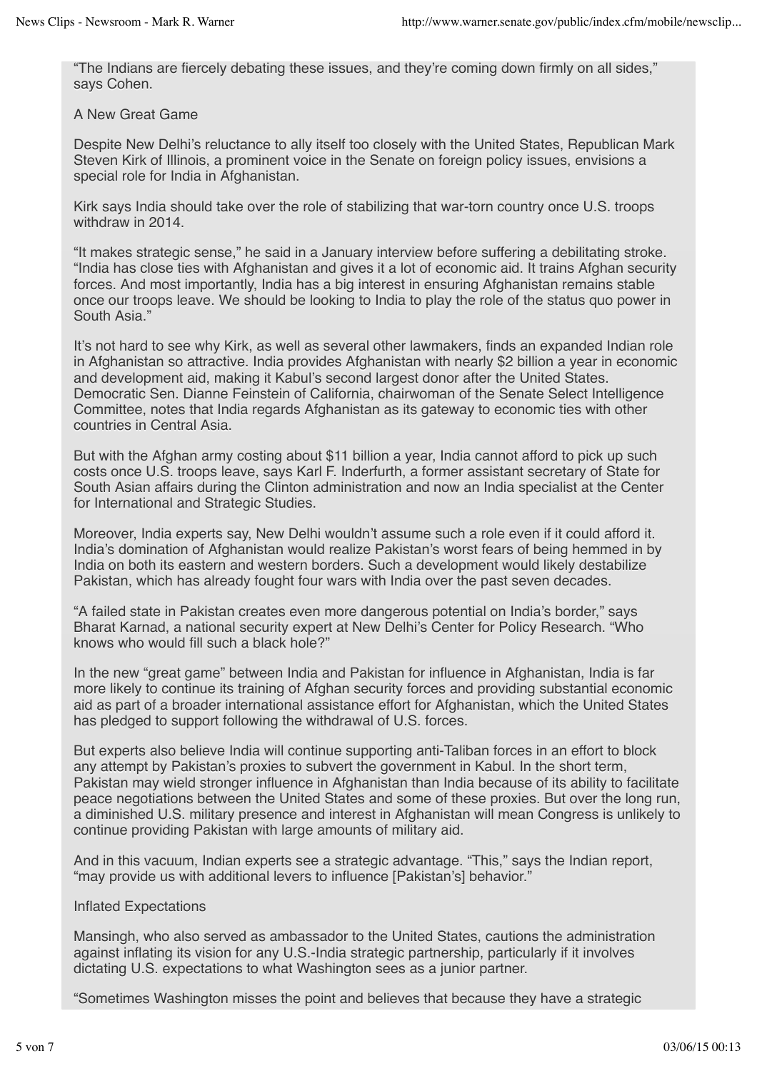"The Indians are fiercely debating these issues, and they're coming down firmly on all sides," says Cohen.

## A New Great Game

Despite New Delhi's reluctance to ally itself too closely with the United States, Republican Mark Steven Kirk of Illinois, a prominent voice in the Senate on foreign policy issues, envisions a special role for India in Afghanistan.

Kirk says India should take over the role of stabilizing that war-torn country once U.S. troops withdraw in 2014.

"It makes strategic sense," he said in a January interview before suffering a debilitating stroke. "India has close ties with Afghanistan and gives it a lot of economic aid. It trains Afghan security forces. And most importantly, India has a big interest in ensuring Afghanistan remains stable once our troops leave. We should be looking to India to play the role of the status quo power in South Asia."

It's not hard to see why Kirk, as well as several other lawmakers, finds an expanded Indian role in Afghanistan so attractive. India provides Afghanistan with nearly $2 billion a year in economic and development aid, making it Kabul's second largest donor after the United States. Democratic Sen. Dianne Feinstein of California, chairwoman of the Senate Select Intelligence Committee, notes that India regards Afghanistan as its gateway to economic ties with other countries in Central Asia.

But with the Afghan army costing about $11 billion a year, India cannot afford to pick up such costs once U.S. troops leave, says Karl F. Inderfurth, a former assistant secretary of State for South Asian affairs during the Clinton administration and now an India specialist at the Center for International and Strategic Studies.

Moreover, India experts say, New Delhi wouldn't assume such a role even if it could afford it. India's domination of Afghanistan would realize Pakistan's worst fears of being hemmed in by India on both its eastern and western borders. Such a development would likely destabilize Pakistan, which has already fought four wars with India over the past seven decades.

"A failed state in Pakistan creates even more dangerous potential on India's border," says Bharat Karnad, a national security expert at New Delhi's Center for Policy Research. "Who knows who would fill such a black hole?"

In the new "great game" between India and Pakistan for influence in Afghanistan, India is far more likely to continue its training of Afghan security forces and providing substantial economic aid as part of a broader international assistance effort for Afghanistan, which the United States has pledged to support following the withdrawal of U.S. forces.

But experts also believe India will continue supporting anti-Taliban forces in an effort to block any attempt by Pakistan's proxies to subvert the government in Kabul. In the short term, Pakistan may wield stronger influence in Afghanistan than India because of its ability to facilitate peace negotiations between the United States and some of these proxies. But over the long run, a diminished U.S. military presence and interest in Afghanistan will mean Congress is unlikely to continue providing Pakistan with large amounts of military aid.

And in this vacuum, Indian experts see a strategic advantage. "This," says the Indian report, "may provide us with additional levers to influence [Pakistan's] behavior."

## Inflated Expectations

Mansingh, who also served as ambassador to the United States, cautions the administration against inflating its vision for any U.S.-India strategic partnership, particularly if it involves dictating U.S. expectations to what Washington sees as a junior partner.

"Sometimes Washington misses the point and believes that because they have a strategic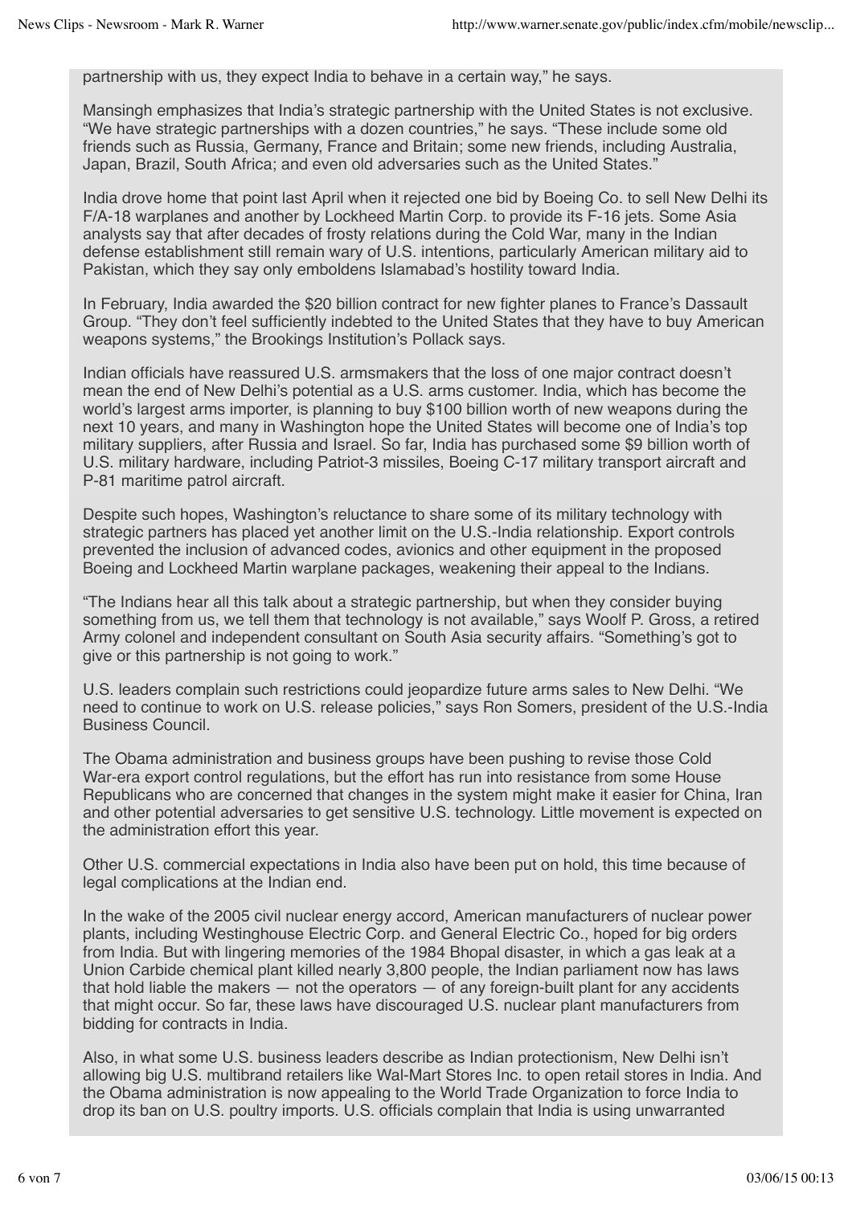partnership with us, they expect India to behave in a certain way," he says.

Mansingh emphasizes that India's strategic partnership with the United States is not exclusive. "We have strategic partnerships with a dozen countries," he says. "These include some old friends such as Russia, Germany, France and Britain; some new friends, including Australia, Japan, Brazil, South Africa; and even old adversaries such as the United States."

India drove home that point last April when it rejected one bid by Boeing Co. to sell New Delhi its F/A-18 warplanes and another by Lockheed Martin Corp. to provide its F-16 jets. Some Asia analysts say that after decades of frosty relations during the Cold War, many in the Indian defense establishment still remain wary of U.S. intentions, particularly American military aid to Pakistan, which they say only emboldens Islamabad's hostility toward India.

In February, India awarded the $20 billion contract for new fighter planes to France's Dassault Group. "They don't feel sufficiently indebted to the United States that they have to buy American weapons systems," the Brookings Institution's Pollack says.

Indian officials have reassured U.S. armsmakers that the loss of one major contract doesn't mean the end of New Delhi's potential as a U.S. arms customer. India, which has become the world's largest arms importer, is planning to buy $100 billion worth of new weapons during the next 10 years, and many in Washington hope the United States will become one of India's top military suppliers, after Russia and Israel. So far, India has purchased some $9 billion worth of U.S. military hardware, including Patriot-3 missiles, Boeing C-17 military transport aircraft and P-81 maritime patrol aircraft.

Despite such hopes, Washington's reluctance to share some of its military technology with strategic partners has placed yet another limit on the U.S.-India relationship. Export controls prevented the inclusion of advanced codes, avionics and other equipment in the proposed Boeing and Lockheed Martin warplane packages, weakening their appeal to the Indians.

"The Indians hear all this talk about a strategic partnership, but when they consider buying something from us, we tell them that technology is not available," says Woolf P. Gross, a retired Army colonel and independent consultant on South Asia security affairs. "Something's got to give or this partnership is not going to work."

U.S. leaders complain such restrictions could jeopardize future arms sales to New Delhi. "We need to continue to work on U.S. release policies," says Ron Somers, president of the U.S.-India Business Council.

The Obama administration and business groups have been pushing to revise those Cold War-era export control regulations, but the effort has run into resistance from some House Republicans who are concerned that changes in the system might make it easier for China, Iran and other potential adversaries to get sensitive U.S. technology. Little movement is expected on the administration effort this year.

Other U.S. commercial expectations in India also have been put on hold, this time because of legal complications at the Indian end.

In the wake of the 2005 civil nuclear energy accord, American manufacturers of nuclear power plants, including Westinghouse Electric Corp. and General Electric Co., hoped for big orders from India. But with lingering memories of the 1984 Bhopal disaster, in which a gas leak at a Union Carbide chemical plant killed nearly 3,800 people, the Indian parliament now has laws that hold liable the makers — not the operators — of any foreign-built plant for any accidents that might occur. So far, these laws have discouraged U.S. nuclear plant manufacturers from bidding for contracts in India.

Also, in what some U.S. business leaders describe as Indian protectionism, New Delhi isn't allowing big U.S. multibrand retailers like Wal-Mart Stores Inc. to open retail stores in India. And the Obama administration is now appealing to the World Trade Organization to force India to drop its ban on U.S. poultry imports. U.S. officials complain that India is using unwarranted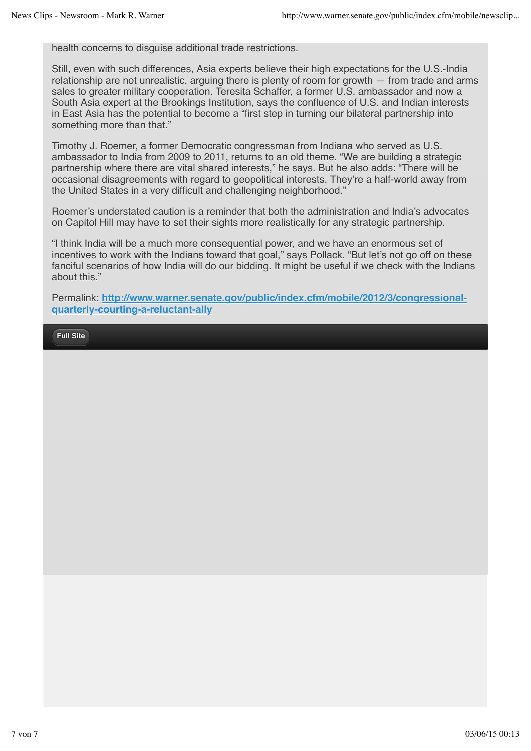health concerns to disguise additional trade restrictions.

Still, even with such differences, Asia experts believe their high expectations for the U.S.-India relationship are not unrealistic, arguing there is plenty of room for growth — from trade and arms sales to greater military cooperation. Teresita Schaffer, a former U.S. ambassador and now a South Asia expert at the Brookings Institution, says the confluence of U.S. and Indian interests in East Asia has the potential to become a "first step in turning our bilateral partnership into something more than that."

Timothy J. Roemer, a former Democratic congressman from Indiana who served as U.S. ambassador to India from 2009 to 2011, returns to an old theme. "We are building a strategic partnership where there are vital shared interests," he says. But he also adds: "There will be occasional disagreements with regard to geopolitical interests. They're a half-world away from the United States in a very difficult and challenging neighborhood."

Roemer's understated caution is a reminder that both the administration and India's advocates on Capitol Hill may have to set their sights more realistically for any strategic partnership.

"I think India will be a much more consequential power, and we have an enormous set of incentives to work with the Indians toward that goal," says Pollack. "But let's not go off on these fanciful scenarios of how India will do our bidding. It might be useful if we check with the Indians about this."

Permalink: **http://www.warner.senate.gov/public/index.cfm/mobile/2012/3/congressional-quarterly-courting-a-reluctant-ally**

Full Site